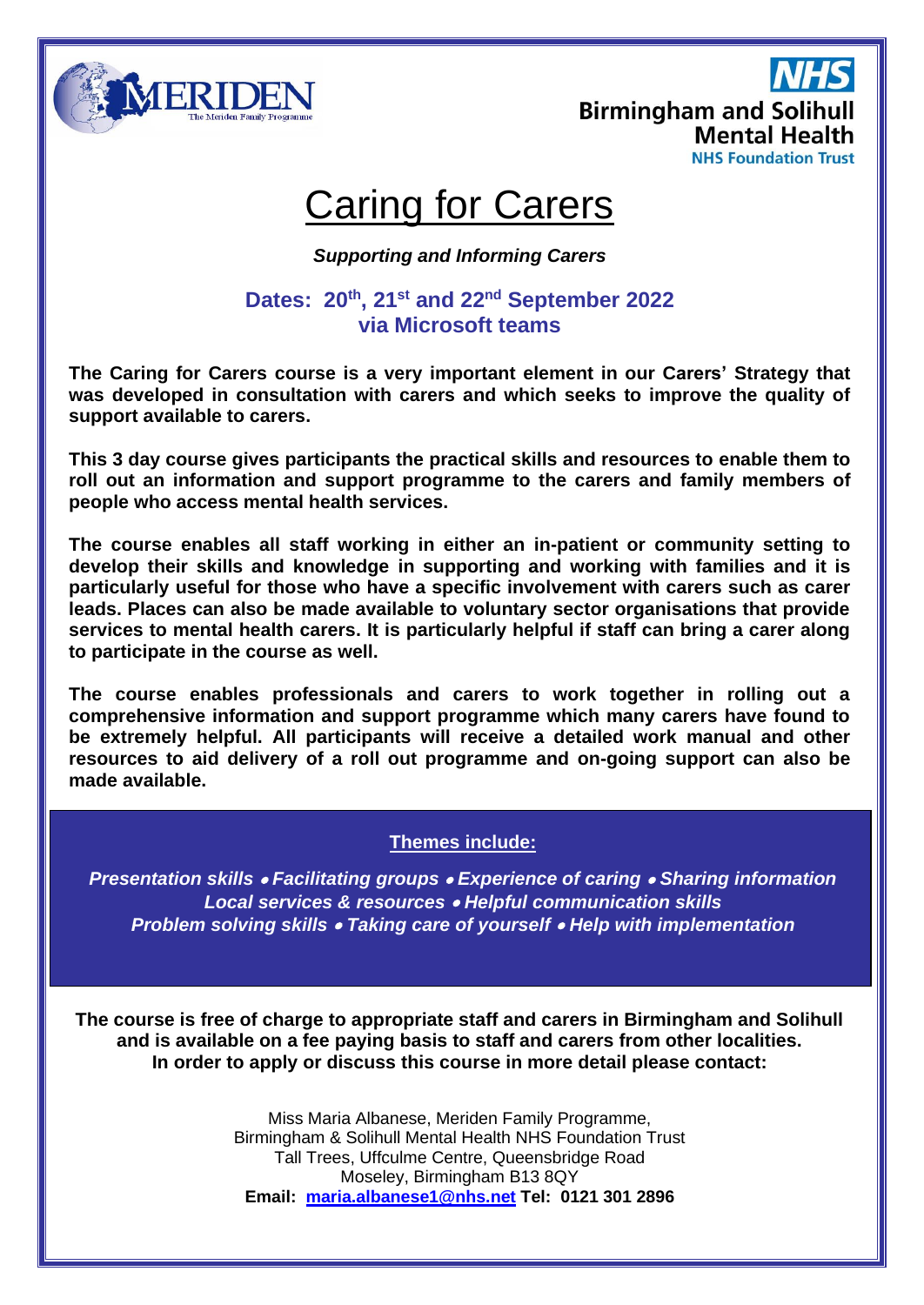MERIDEN
The Meriden Family Programme

NHS
Birmingham and Solihull
Mental Health
NHS Foundation Trust

# Caring for Carers

***Supporting and Informing Carers***

**Dates: 20th, 21st and 22nd September 2022**
**via Microsoft teams**

**The Caring for Carers course is a very important element in our Carers' Strategy that was developed in consultation with carers and which seeks to improve the quality of support available to carers.**

**This 3 day course gives participants the practical skills and resources to enable them to roll out an information and support programme to the carers and family members of people who access mental health services.**

**The course enables all staff working in either an in-patient or community setting to develop their skills and knowledge in supporting and working with families and it is particularly useful for those who have a specific involvement with carers such as carer leads. Places can also be made available to voluntary sector organisations that provide services to mental health carers. It is particularly helpful if staff can bring a carer along to participate in the course as well.**

**The course enables professionals and carers to work together in rolling out a comprehensive information and support programme which many carers have found to be extremely helpful. All participants will receive a detailed work manual and other resources to aid delivery of a roll out programme and on-going support can also be made available.**

**Themes include:**

***Presentation skills • Facilitating groups • Experience of caring • Sharing information***
***Local services & resources • Helpful communication skills***
***Problem solving skills • Taking care of yourself • Help with implementation***

**The course is free of charge to appropriate staff and carers in Birmingham and Solihull and is available on a fee paying basis to staff and carers from other localities.**
**In order to apply or discuss this course in more detail please contact:**

Miss Maria Albanese, Meriden Family Programme,
Birmingham & Solihull Mental Health NHS Foundation Trust
Tall Trees, Uffculme Centre, Queensbridge Road
Moseley, Birmingham B13 8QY
**Email: maria.albanese1@nhs.net Tel: 0121 301 2896**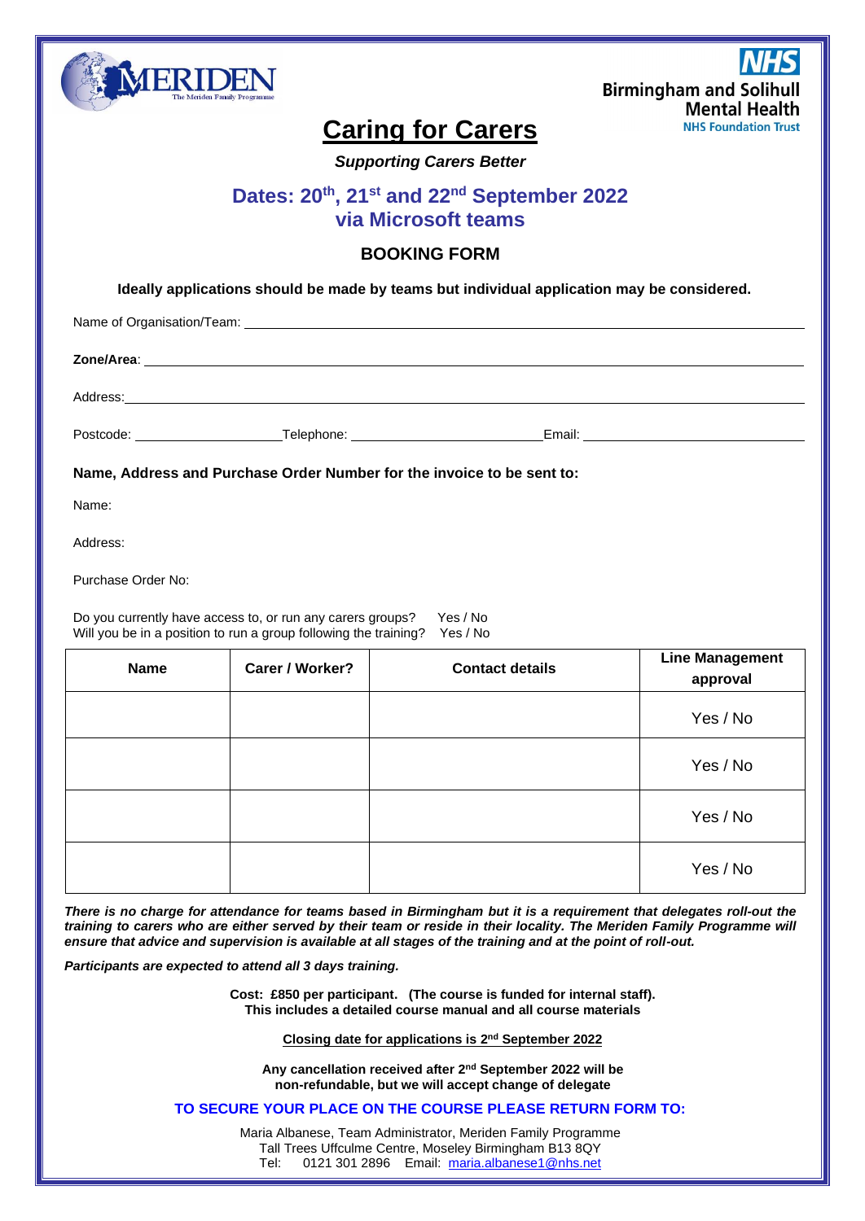# Caring for Carers

***Supporting Carers Better***

## Dates: 20th, 21st and 22nd September 2022
## via Microsoft teams

### BOOKING FORM

**Ideally applications should be made by teams but individual application may be considered.**

Name of Organisation/Team: ______________________________

**Zone/Area**: ______________________________

Address: ______________________________

Postcode: ____________ Telephone: ____________ Email: ____________

**Name, Address and Purchase Order Number for the invoice to be sent to:**

Name:

Address:

Purchase Order No:

Do you currently have access to, or run any carers groups? Yes / No
Will you be in a position to run a group following the training? Yes / No

| Name | Carer / Worker? | Contact details | Line Management approval |
|---|---|---|---|
| | | | Yes / No |
| | | | Yes / No |
| | | | Yes / No |
| | | | Yes / No |

***There is no charge for attendance for teams based in Birmingham but it is a requirement that delegates roll-out the training to carers who are either served by their team or reside in their locality. The Meriden Family Programme will ensure that advice and supervision is available at all stages of the training and at the point of roll-out.***

***Participants are expected to attend all 3 days training.***

**Cost: £850 per participant. (The course is funded for internal staff).**
**This includes a detailed course manual and all course materials**

**Closing date for applications is 2nd September 2022**

**Any cancellation received after 2nd September 2022 will be non-refundable, but we will accept change of delegate**

**TO SECURE YOUR PLACE ON THE COURSE PLEASE RETURN FORM TO:**

Maria Albanese, Team Administrator, Meriden Family Programme
Tall Trees Uffculme Centre, Moseley Birmingham B13 8QY
Tel: 0121 301 2896 Email: maria.albanese1@nhs.net